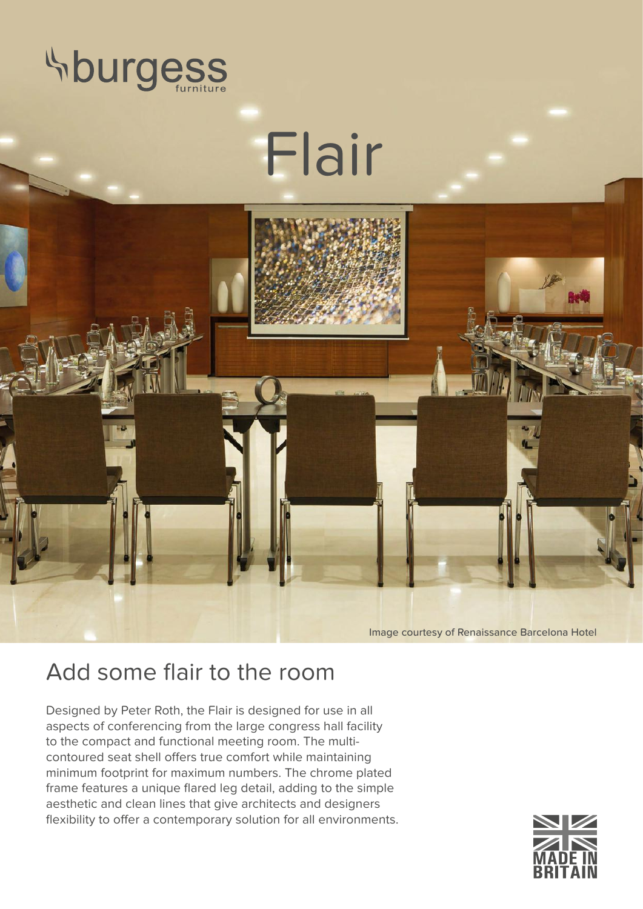burgess furniture

# Flair

Image courtesy of Renaissance Barcelona Hotel

## Add some flair to the room

Designed by Peter Roth, the Flair is designed for use in all aspects of conferencing from the large congress hall facility to the compact and functional meeting room. The multi-contoured seat shell offers true comfort while maintaining minimum footprint for maximum numbers. The chrome plated frame features a unique flared leg detail, adding to the simple aesthetic and clean lines that give architects and designers flexibility to offer a contemporary solution for all environments.

MADE IN BRITAIN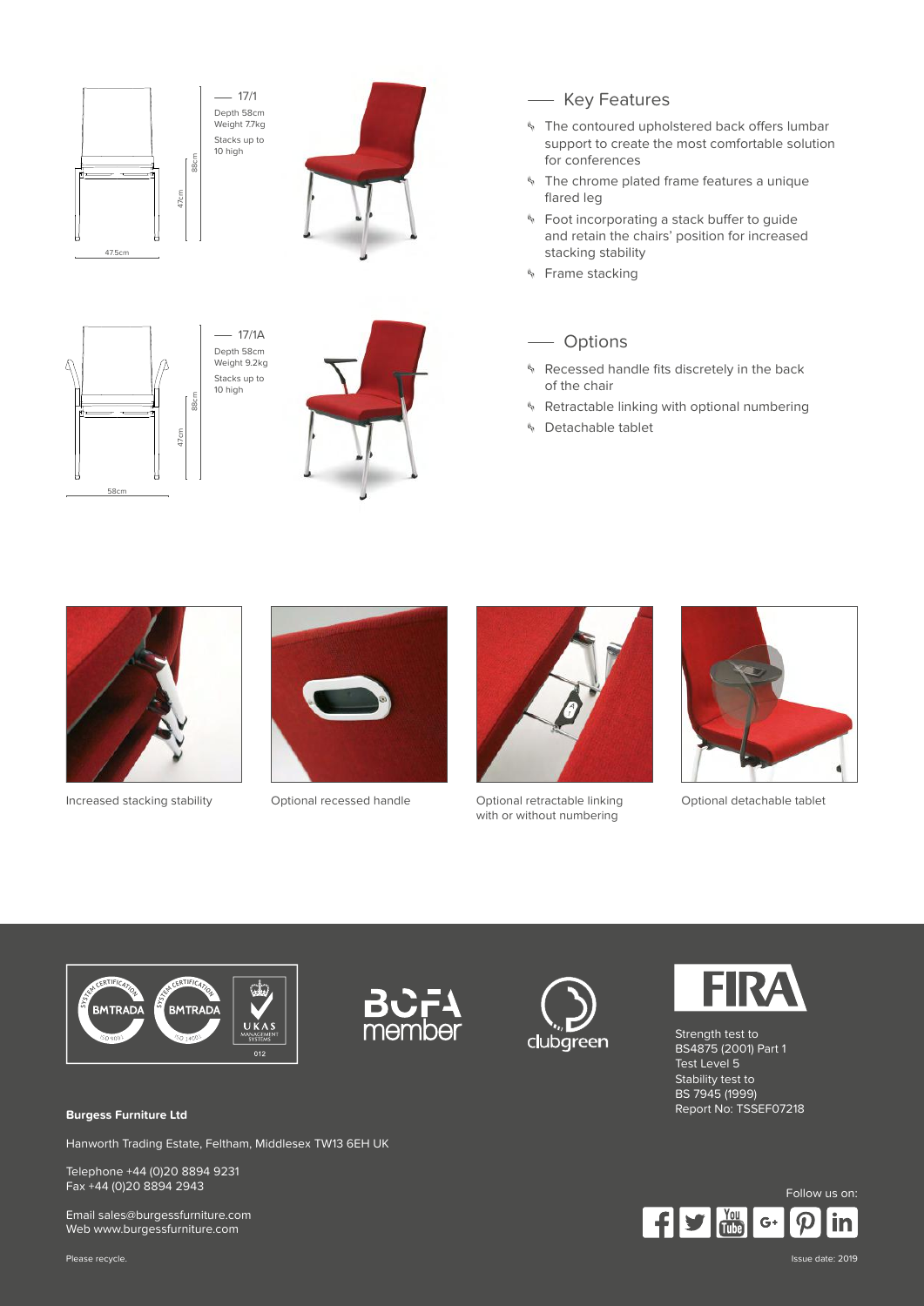47.5cm

47cm

88cm

— 17/1

Depth 58cm
Weight 7.7kg

Stacks up to
10 high

58cm

47cm

88cm

— 17/1A

Depth 58cm
Weight 9.2kg

Stacks up to
10 high

## Key Features

- The contoured upholstered back offers lumbar support to create the most comfortable solution for conferences
- The chrome plated frame features a unique flared leg
- Foot incorporating a stack buffer to guide and retain the chairs' position for increased stacking stability
- Frame stacking

## Options

- Recessed handle fits discretely in the back of the chair
- Retractable linking with optional numbering
- Detachable tablet

Increased stacking stability

Optional recessed handle

Optional retractable linking with or without numbering

Optional detachable tablet

BMTRADA ISO 9001 · BMTRADA ISO 14001 · UKAS Management Systems 012

BCFA member

clubgreen

FIRA

Strength test to
BS4875 (2001) Part 1
Test Level 5
Stability test to
BS 7945 (1999)
Report No: TSSEF07218

**Burgess Furniture Ltd**

Hanworth Trading Estate, Feltham, Middlesex TW13 6EH UK

Telephone +44 (0)20 8894 9231
Fax +44 (0)20 8894 2943

Email sales@burgessfurniture.com
Web www.burgessfurniture.com

Follow us on:

Please recycle.

Issue date: 2019